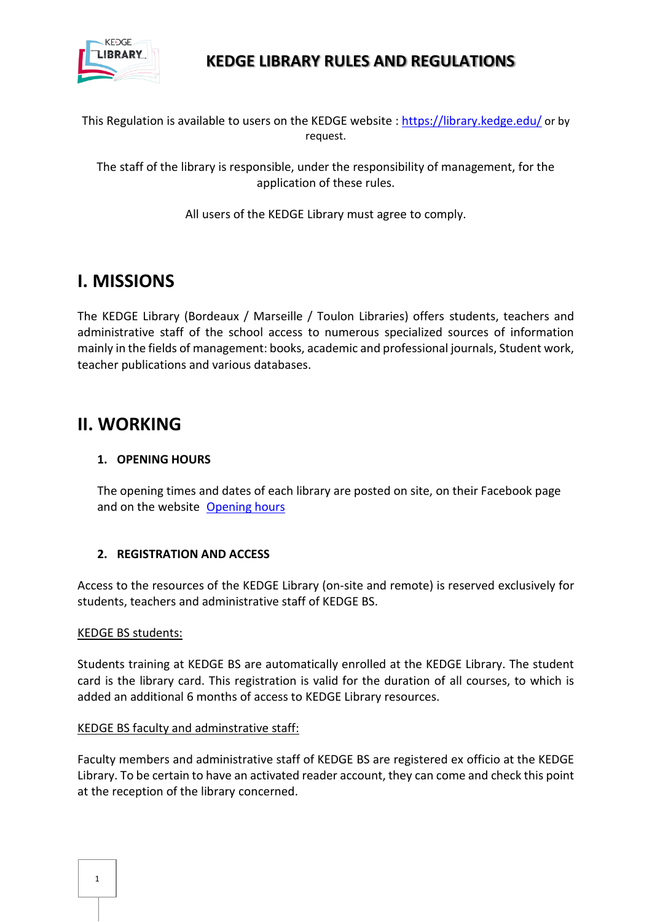# KEDGE LIBRARY RULES AND REGULATIONS

This Regulation is available to users on the KEDGE website : [https://library.kedge.edu/](https://library.kedge.edu/) or by request.

The staff of the library is responsible, under the responsibility of management, for the application of these rules.

All users of the KEDGE Library must agree to comply.

## I. MISSIONS

The KEDGE Library (Bordeaux / Marseille / Toulon Libraries) offers students, teachers and administrative staff of the school access to numerous specialized sources of information mainly in the fields of management: books, academic and professional journals, Student work, teacher publications and various databases.

## II. WORKING

### 1. OPENING HOURS

The opening times and dates of each library are posted on site, on their Facebook page and on the website [Opening hours]

### 2. REGISTRATION AND ACCESS

Access to the resources of the KEDGE Library (on-site and remote) is reserved exclusively for students, teachers and administrative staff of KEDGE BS.

KEDGE BS students:

Students training at KEDGE BS are automatically enrolled at the KEDGE Library. The student card is the library card. This registration is valid for the duration of all courses, to which is added an additional 6 months of access to KEDGE Library resources.

KEDGE BS faculty and adminstrative staff:

Faculty members and administrative staff of KEDGE BS are registered ex officio at the KEDGE Library. To be certain to have an activated reader account, they can come and check this point at the reception of the library concerned.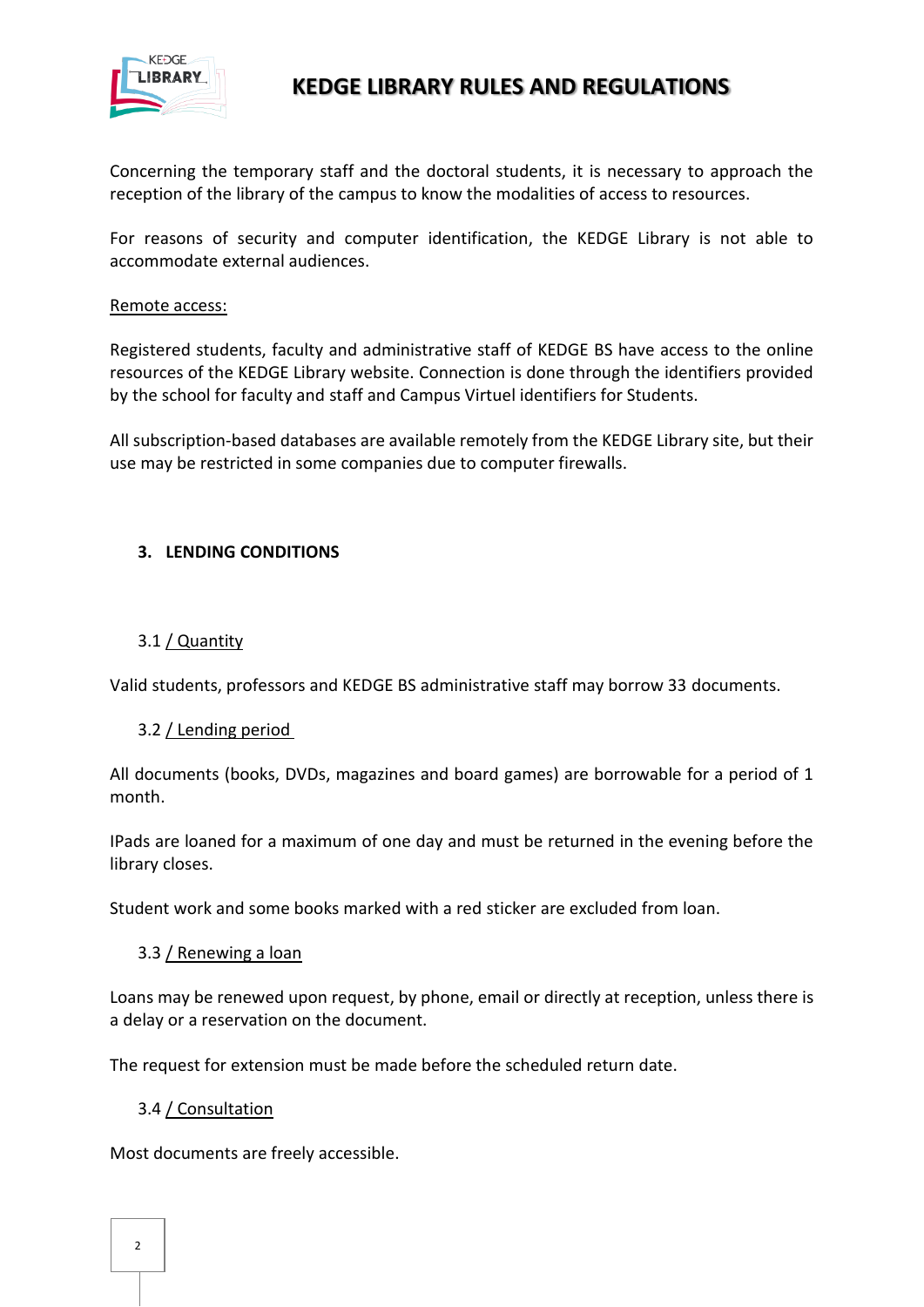Concerning the temporary staff and the doctoral students, it is necessary to approach the reception of the library of the campus to know the modalities of access to resources.

For reasons of security and computer identification, the KEDGE Library is not able to accommodate external audiences.

Remote access:

Registered students, faculty and administrative staff of KEDGE BS have access to the online resources of the KEDGE Library website. Connection is done through the identifiers provided by the school for faculty and staff and Campus Virtuel identifiers for Students.

All subscription-based databases are available remotely from the KEDGE Library site, but their use may be restricted in some companies due to computer firewalls.

## 3. LENDING CONDITIONS

### 3.1 / Quantity

Valid students, professors and KEDGE BS administrative staff may borrow 33 documents.

### 3.2 / Lending period

All documents (books, DVDs, magazines and board games) are borrowable for a period of 1 month.

IPads are loaned for a maximum of one day and must be returned in the evening before the library closes.

Student work and some books marked with a red sticker are excluded from loan.

### 3.3 / Renewing a loan

Loans may be renewed upon request, by phone, email or directly at reception, unless there is a delay or a reservation on the document.

The request for extension must be made before the scheduled return date.

### 3.4 / Consultation

Most documents are freely accessible.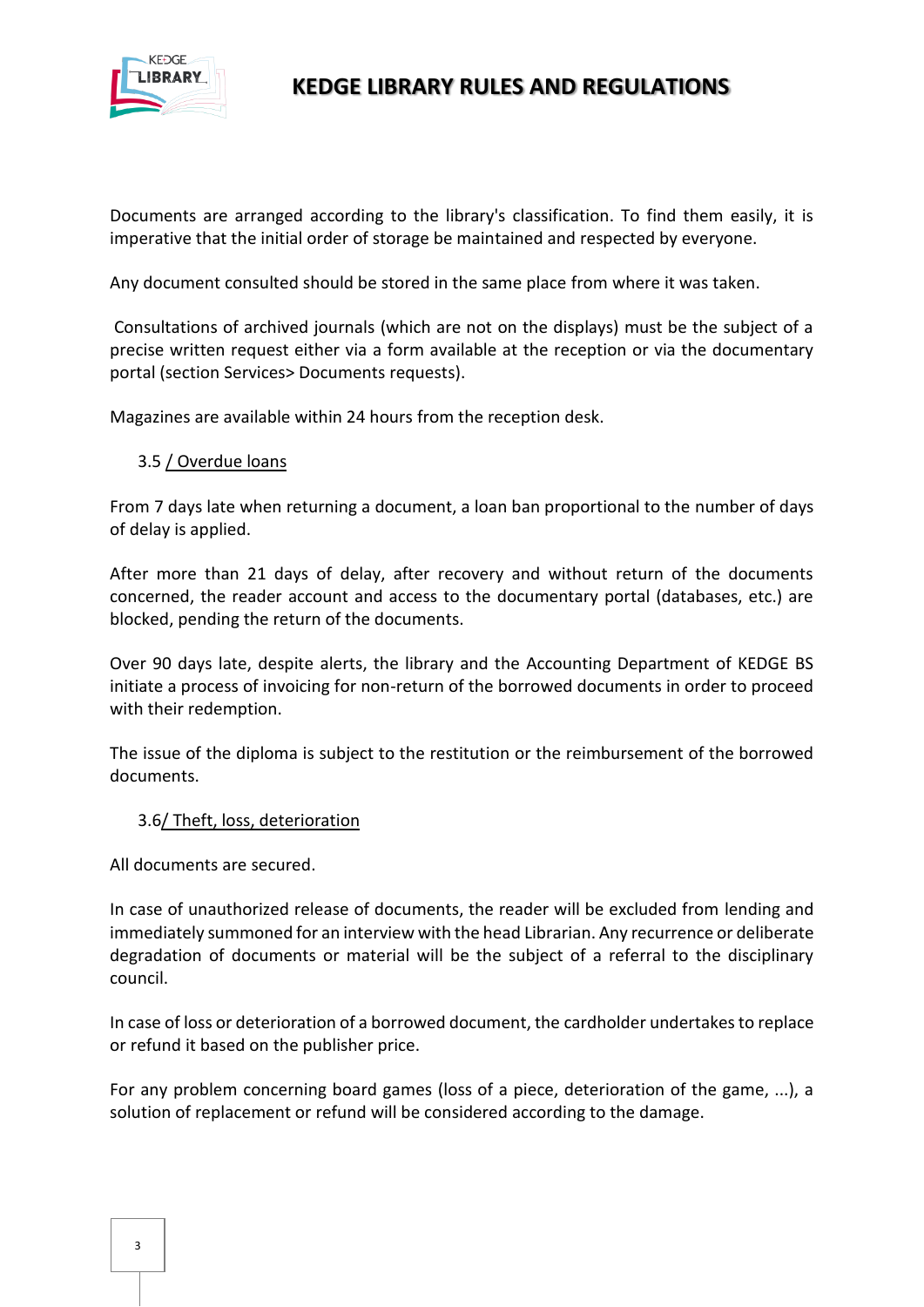Documents are arranged according to the library's classification. To find them easily, it is imperative that the initial order of storage be maintained and respected by everyone.

Any document consulted should be stored in the same place from where it was taken.

Consultations of archived journals (which are not on the displays) must be the subject of a precise written request either via a form available at the reception or via the documentary portal (section Services> Documents requests).

Magazines are available within 24 hours from the reception desk.

### 3.5 / Overdue loans

From 7 days late when returning a document, a loan ban proportional to the number of days of delay is applied.

After more than 21 days of delay, after recovery and without return of the documents concerned, the reader account and access to the documentary portal (databases, etc.) are blocked, pending the return of the documents.

Over 90 days late, despite alerts, the library and the Accounting Department of KEDGE BS initiate a process of invoicing for non-return of the borrowed documents in order to proceed with their redemption.

The issue of the diploma is subject to the restitution or the reimbursement of the borrowed documents.

### 3.6/ Theft, loss, deterioration

All documents are secured.

In case of unauthorized release of documents, the reader will be excluded from lending and immediately summoned for an interview with the head Librarian. Any recurrence or deliberate degradation of documents or material will be the subject of a referral to the disciplinary council.

In case of loss or deterioration of a borrowed document, the cardholder undertakes to replace or refund it based on the publisher price.

For any problem concerning board games (loss of a piece, deterioration of the game, ...), a solution of replacement or refund will be considered according to the damage.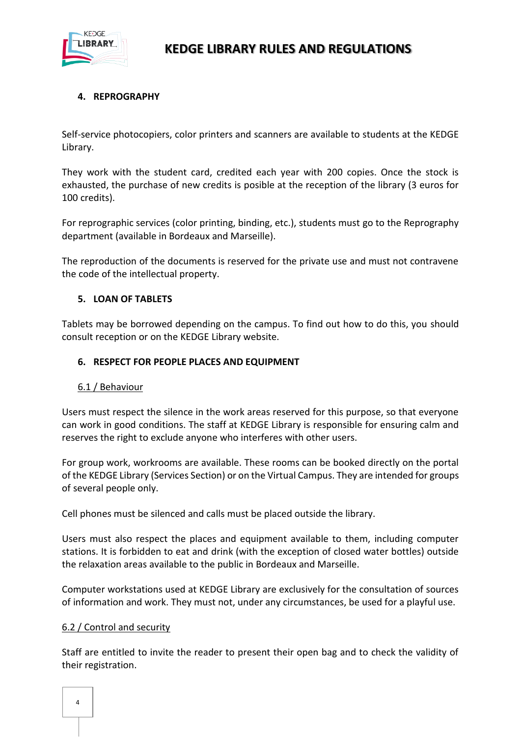## 4. REPROGRAPHY

Self-service photocopiers, color printers and scanners are available to students at the KEDGE Library.

They work with the student card, credited each year with 200 copies. Once the stock is exhausted, the purchase of new credits is posible at the reception of the library (3 euros for 100 credits).

For reprographic services (color printing, binding, etc.), students must go to the Reprography department (available in Bordeaux and Marseille).

The reproduction of the documents is reserved for the private use and must not contravene the code of the intellectual property.

## 5. LOAN OF TABLETS

Tablets may be borrowed depending on the campus. To find out how to do this, you should consult reception or on the KEDGE Library website.

## 6. RESPECT FOR PEOPLE PLACES AND EQUIPMENT

### 6.1 / Behaviour

Users must respect the silence in the work areas reserved for this purpose, so that everyone can work in good conditions. The staff at KEDGE Library is responsible for ensuring calm and reserves the right to exclude anyone who interferes with other users.

For group work, workrooms are available. These rooms can be booked directly on the portal of the KEDGE Library (Services Section) or on the Virtual Campus. They are intended for groups of several people only.

Cell phones must be silenced and calls must be placed outside the library.

Users must also respect the places and equipment available to them, including computer stations. It is forbidden to eat and drink (with the exception of closed water bottles) outside the relaxation areas available to the public in Bordeaux and Marseille.

Computer workstations used at KEDGE Library are exclusively for the consultation of sources of information and work. They must not, under any circumstances, be used for a playful use.

### 6.2 / Control and security

Staff are entitled to invite the reader to present their open bag and to check the validity of their registration.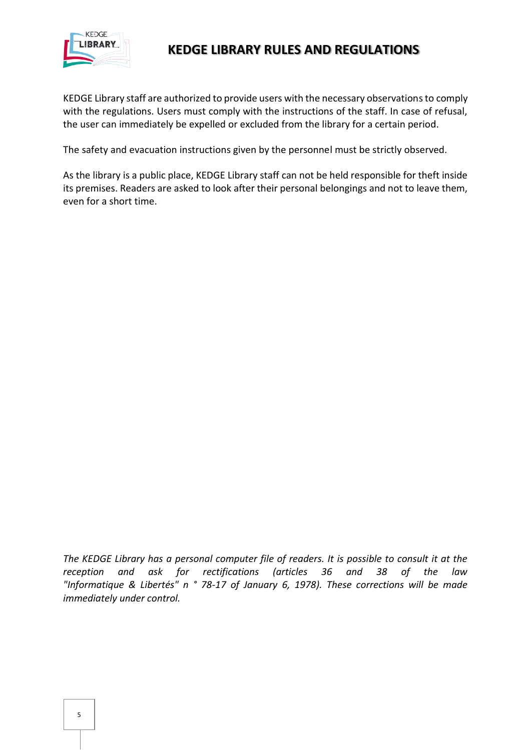KEDGE Library staff are authorized to provide users with the necessary observations to comply with the regulations. Users must comply with the instructions of the staff. In case of refusal, the user can immediately be expelled or excluded from the library for a certain period.

The safety and evacuation instructions given by the personnel must be strictly observed.

As the library is a public place, KEDGE Library staff can not be held responsible for theft inside its premises. Readers are asked to look after their personal belongings and not to leave them, even for a short time.

*The KEDGE Library has a personal computer file of readers. It is possible to consult it at the reception and ask for rectifications (articles 36 and 38 of the law "Informatique & Libertés" n ° 78-17 of January 6, 1978). These corrections will be made immediately under control.*